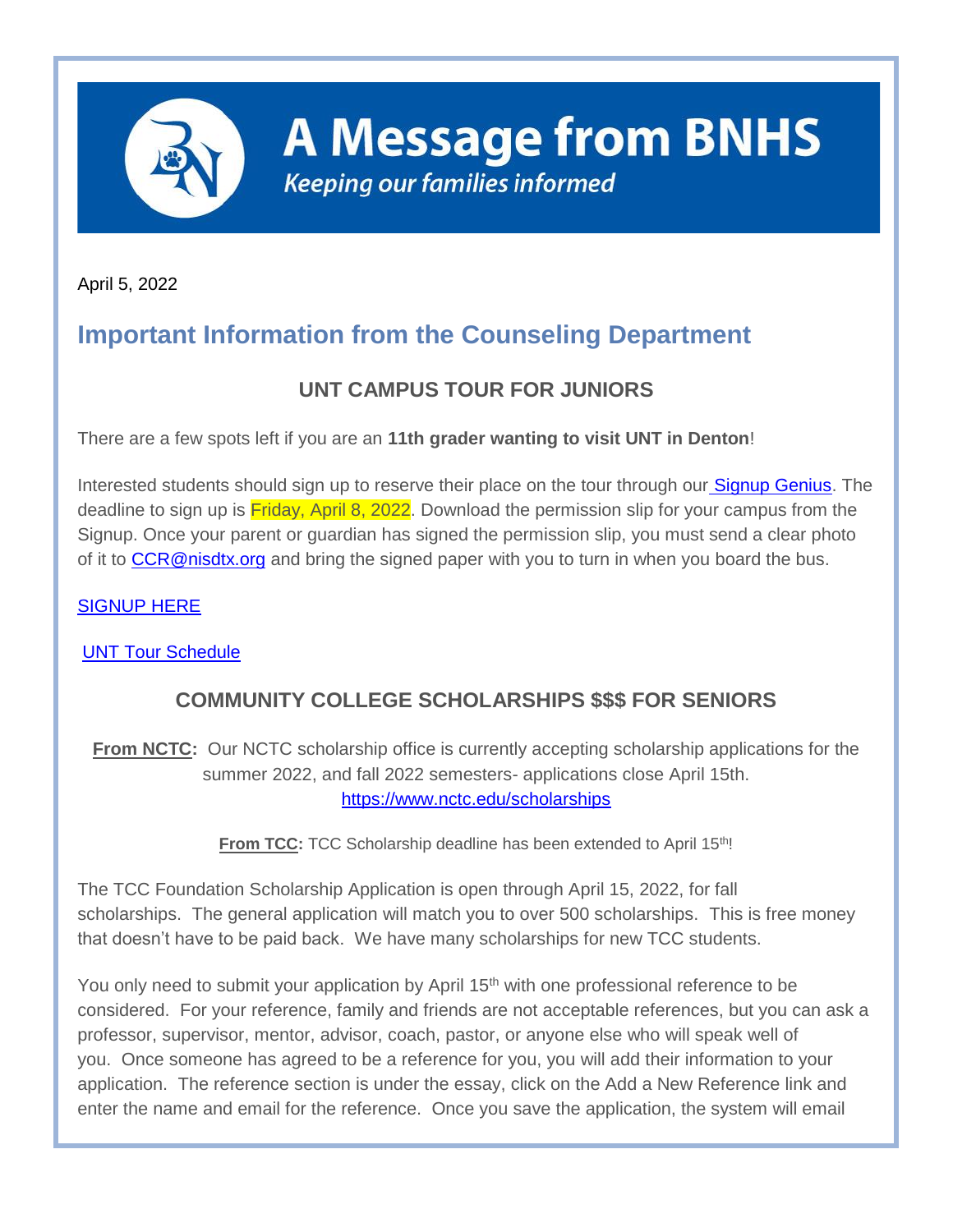# A Message from BNHS

*Keeping our families informed*

April 5, 2022

## Important Information from the Counseling Department

### UNT CAMPUS TOUR FOR JUNIORS

There are a few spots left if you are an **11th grader wanting to visit UNT in Denton**!

Interested students should sign up to reserve their place on the tour through our Signup Genius. The deadline to sign up is Friday, April 8, 2022. Download the permission slip for your campus from the Signup. Once your parent or guardian has signed the permission slip, you must send a clear photo of it to CCR@nisdtx.org and bring the signed paper with you to turn in when you board the bus.

SIGNUP HERE

UNT Tour Schedule

### COMMUNITY COLLEGE SCHOLARSHIPS $$$ FOR SENIORS

**From NCTC:** Our NCTC scholarship office is currently accepting scholarship applications for the summer 2022, and fall 2022 semesters- applications close April 15th.
https://www.nctc.edu/scholarships

**From TCC:** TCC Scholarship deadline has been extended to April 15th!

The TCC Foundation Scholarship Application is open through April 15, 2022, for fall scholarships. The general application will match you to over 500 scholarships. This is free money that doesn't have to be paid back. We have many scholarships for new TCC students.

You only need to submit your application by April 15th with one professional reference to be considered. For your reference, family and friends are not acceptable references, but you can ask a professor, supervisor, mentor, advisor, coach, pastor, or anyone else who will speak well of you. Once someone has agreed to be a reference for you, you will add their information to your application. The reference section is under the essay, click on the Add a New Reference link and enter the name and email for the reference. Once you save the application, the system will email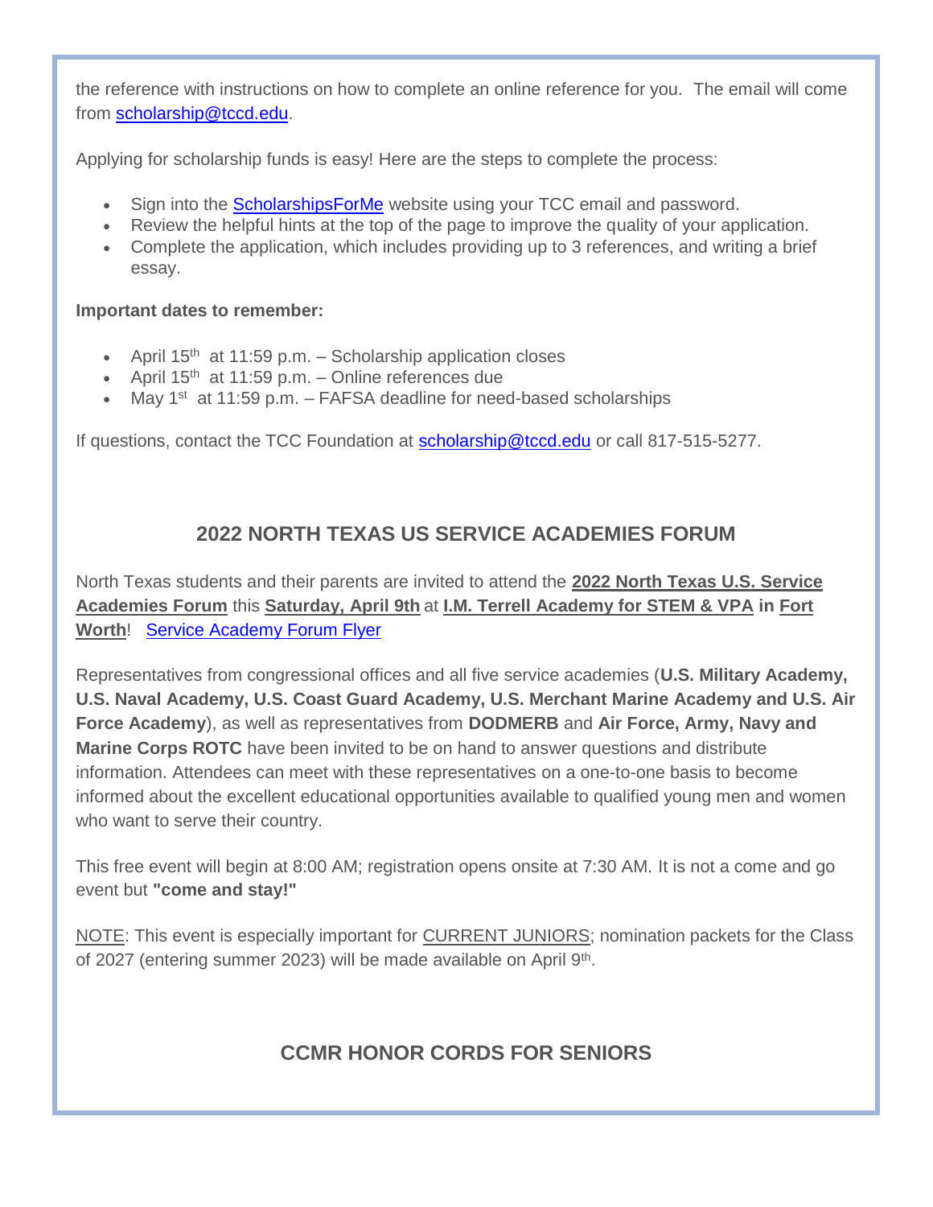the reference with instructions on how to complete an online reference for you. The email will come from scholarship@tccd.edu.

Applying for scholarship funds is easy! Here are the steps to complete the process:

- Sign into the ScholarshipsForMe website using your TCC email and password.
- Review the helpful hints at the top of the page to improve the quality of your application.
- Complete the application, which includes providing up to 3 references, and writing a brief essay.

**Important dates to remember:**

- April 15th at 11:59 p.m. – Scholarship application closes
- April 15th at 11:59 p.m. – Online references due
- May 1st at 11:59 p.m. – FAFSA deadline for need-based scholarships

If questions, contact the TCC Foundation at scholarship@tccd.edu or call 817-515-5277.

## 2022 NORTH TEXAS US SERVICE ACADEMIES FORUM

North Texas students and their parents are invited to attend the **2022 North Texas U.S. Service Academies Forum** this **Saturday, April 9th** at **I.M. Terrell Academy for STEM & VPA in Fort Worth**! Service Academy Forum Flyer

Representatives from congressional offices and all five service academies (**U.S. Military Academy, U.S. Naval Academy, U.S. Coast Guard Academy, U.S. Merchant Marine Academy and U.S. Air Force Academy**), as well as representatives from **DODMERB** and **Air Force, Army, Navy and Marine Corps ROTC** have been invited to be on hand to answer questions and distribute information. Attendees can meet with these representatives on a one-to-one basis to become informed about the excellent educational opportunities available to qualified young men and women who want to serve their country.

This free event will begin at 8:00 AM; registration opens onsite at 7:30 AM. It is not a come and go event but **"come and stay!"**

NOTE: This event is especially important for CURRENT JUNIORS; nomination packets for the Class of 2027 (entering summer 2023) will be made available on April 9th.

## CCMR HONOR CORDS FOR SENIORS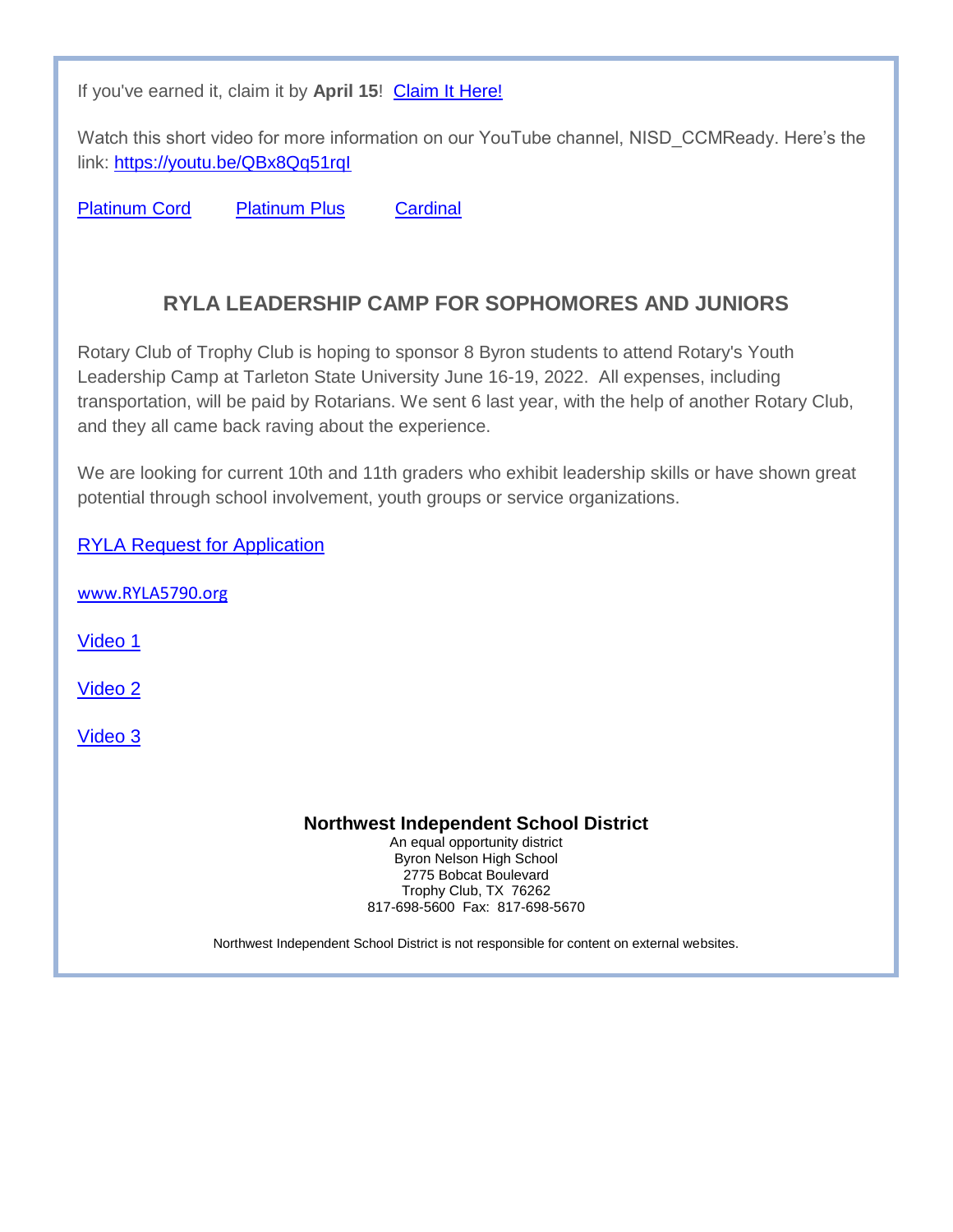If you've earned it, claim it by **April 15**! [Claim It Here!]()

Watch this short video for more information on our YouTube channel, NISD_CCMReady. Here's the link: [https://youtu.be/QBx8Qq51rqI](https://youtu.be/QBx8Qq51rqI)

[Platinum Cord]() [Platinum Plus]() [Cardinal]()

## RYLA LEADERSHIP CAMP FOR SOPHOMORES AND JUNIORS

Rotary Club of Trophy Club is hoping to sponsor 8 Byron students to attend Rotary's Youth Leadership Camp at Tarleton State University June 16-19, 2022. All expenses, including transportation, will be paid by Rotarians. We sent 6 last year, with the help of another Rotary Club, and they all came back raving about the experience.

We are looking for current 10th and 11th graders who exhibit leadership skills or have shown great potential through school involvement, youth groups or service organizations.

[RYLA Request for Application]()

[www.RYLA5790.org](http://www.RYLA5790.org)

[Video 1]()

[Video 2]()

[Video 3]()

**Northwest Independent School District**
An equal opportunity district
Byron Nelson High School
2775 Bobcat Boulevard
Trophy Club, TX 76262
817-698-5600 Fax: 817-698-5670

Northwest Independent School District is not responsible for content on external websites.